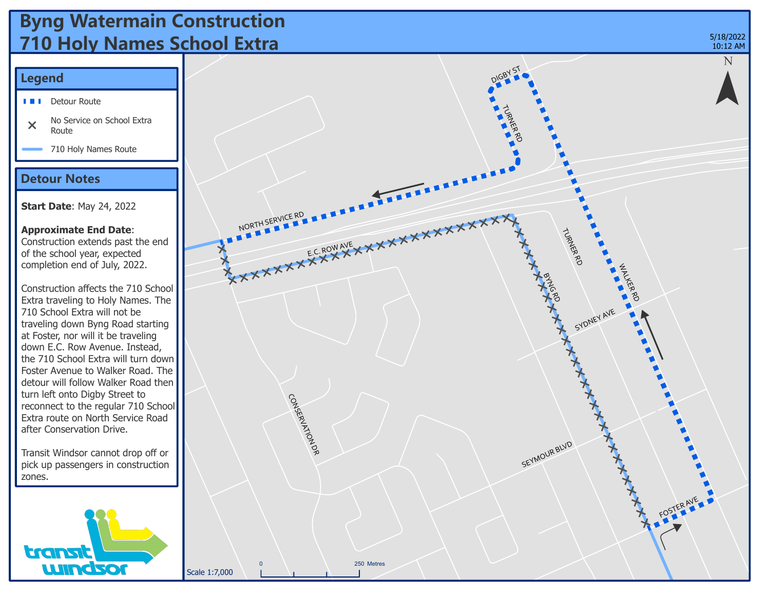# Byng Watermain Construction
# 710 Holy Names School Extra

5/18/2022
10:12 AM

## Legend

- Detour Route
- No Service on School Extra Route
- 710 Holy Names Route

## Detour Notes

**Start Date**: May 24, 2022

**Approximate End Date**: Construction extends past the end of the school year, expected completion end of July, 2022.

Construction affects the 710 School Extra traveling to Holy Names. The 710 School Extra will not be traveling down Byng Road starting at Foster, nor will it be traveling down E.C. Row Avenue. Instead, the 710 School Extra will turn down Foster Avenue to Walker Road. The detour will follow Walker Road then turn left onto Digby Street to reconnect to the regular 710 School Extra route on North Service Road after Conservation Drive.

Transit Windsor cannot drop off or pick up passengers in construction zones.

transit windsor

N

DIGBY ST
TURNER RD
NORTH SERVICE RD
E.C. ROW AVE
TURNER RD
BYNG RD
WALKER RD
SYDNEY AVE
CONSERVATION DR
SEYMOUR BLVD
FOSTER AVE

Scale 1:7,000

0 250 Metres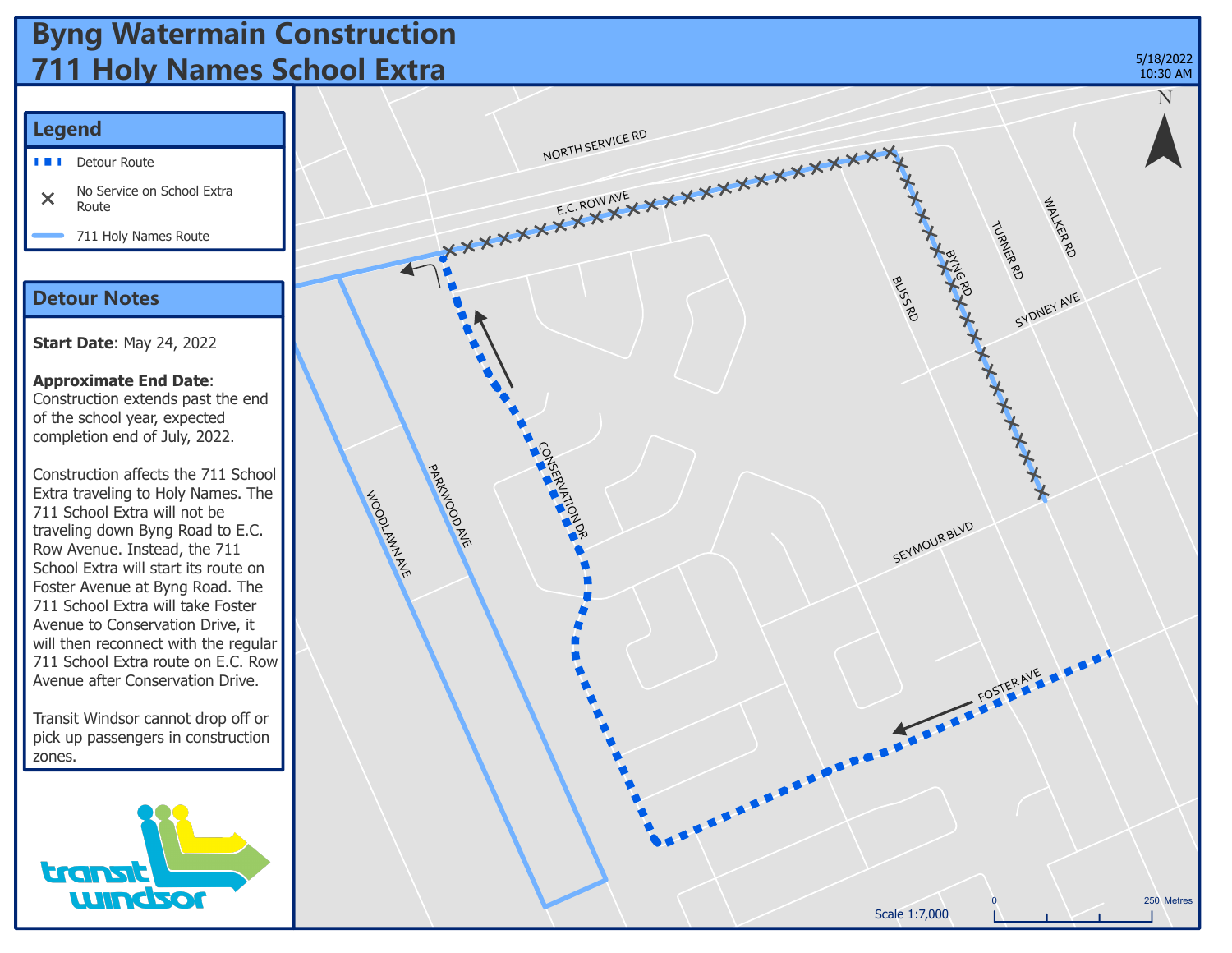# Byng Watermain Construction
# 711 Holy Names School Extra

5/18/2022
10:30 AM

## Legend

- Detour Route
- No Service on School Extra Route
- 711 Holy Names Route

## Detour Notes

**Start Date**: May 24, 2022

**Approximate End Date**: Construction extends past the end of the school year, expected completion end of July, 2022.

Construction affects the 711 School Extra traveling to Holy Names. The 711 School Extra will not be traveling down Byng Road to E.C. Row Avenue. Instead, the 711 School Extra will start its route on Foster Avenue at Byng Road. The 711 School Extra will take Foster Avenue to Conservation Drive, it will then reconnect with the regular 711 School Extra route on E.C. Row Avenue after Conservation Drive.

Transit Windsor cannot drop off or pick up passengers in construction zones.

NORTH SERVICE RD
E.C. ROW AVE
BYNG RD
TURNER RD
WALKER RD
BLISS RD
SYDNEY AVE
CONSERVATION DR
PARKWOOD AVE
WOODLAWN AVE
SEYMOUR BLVD
FOSTER AVE

N

Scale 1:7,000

0 250 Metres

transit windsor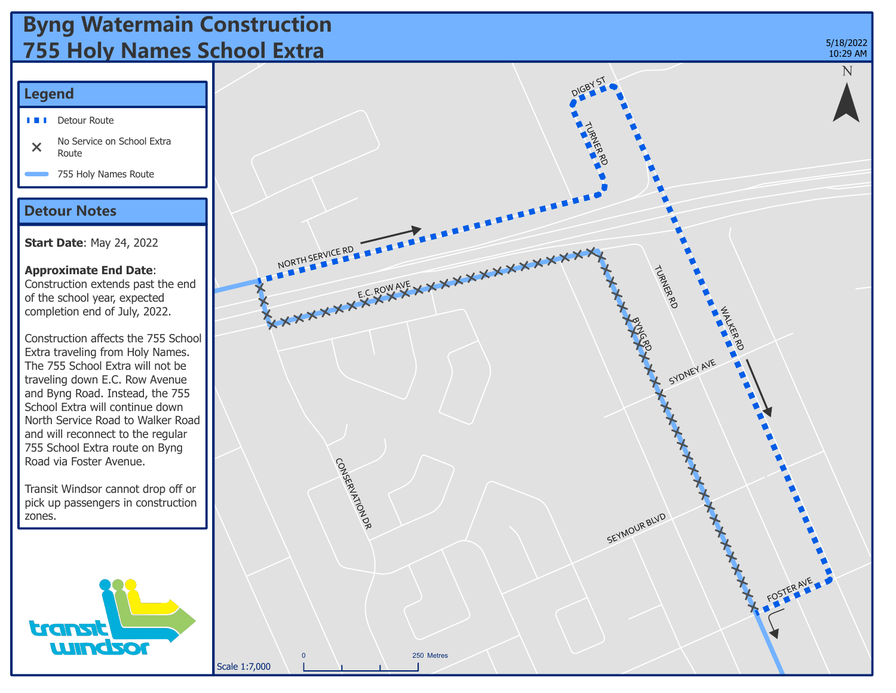# Byng Watermain Construction
# 755 Holy Names School Extra

5/18/2022
10:29 AM

## Legend

- Detour Route
- No Service on School Extra Route
- 755 Holy Names Route

## Detour Notes

**Start Date**: May 24, 2022

**Approximate End Date**: Construction extends past the end of the school year, expected completion end of July, 2022.

Construction affects the 755 School Extra traveling from Holy Names. The 755 School Extra will not be traveling down E.C. Row Avenue and Byng Road. Instead, the 755 School Extra will continue down North Service Road to Walker Road and will reconnect to the regular 755 School Extra route on Byng Road via Foster Avenue.

Transit Windsor cannot drop off or pick up passengers in construction zones.

transit windsor

N

DIGBY ST

TURNER RD

NORTH SERVICE RD

E.C. ROW AVE

TURNER RD

BYNG RD

WALKER RD

SYDNEY AVE

CONSERVATION DR

SEYMOUR BLVD

FOSTER AVE

Scale 1:7,000

0

250 Metres